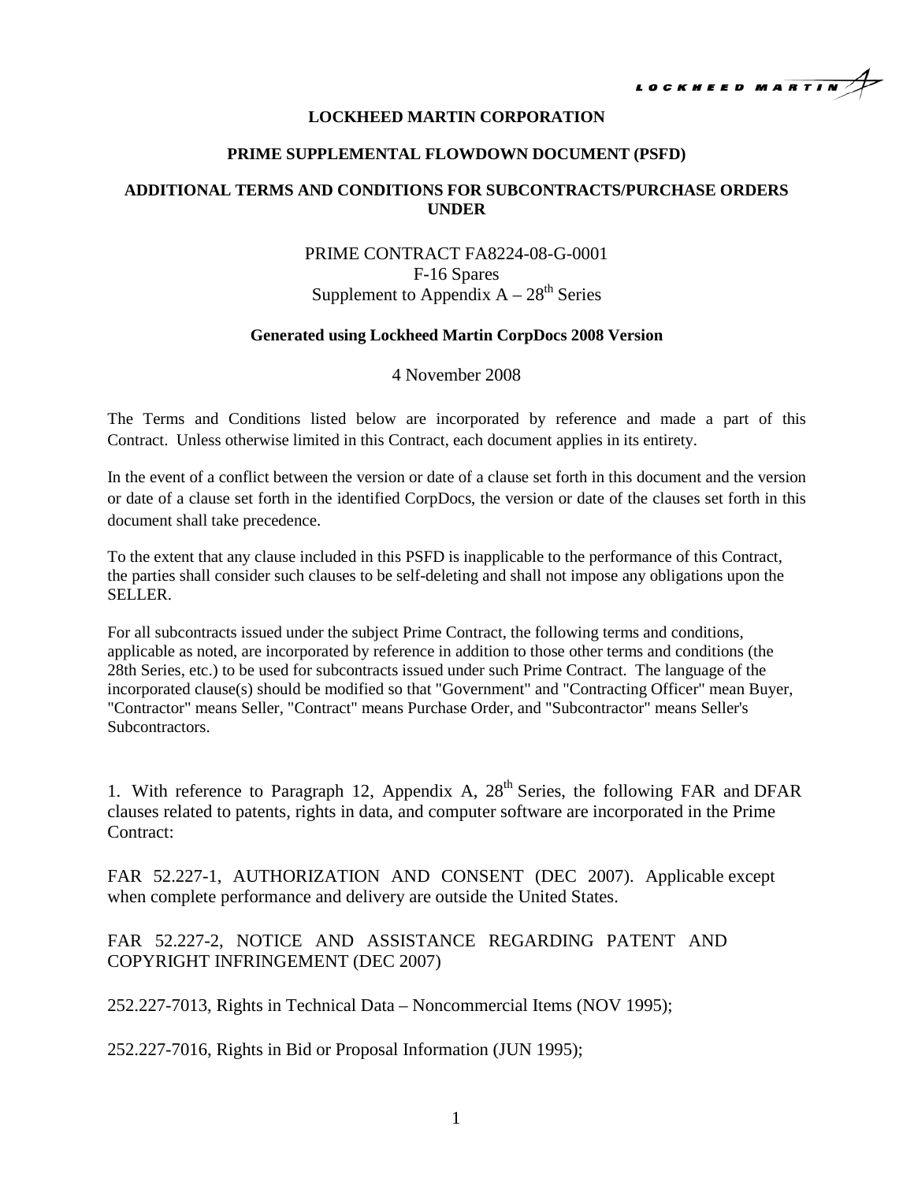**LOCKHEED MARTIN CORPORATION**

**PRIME SUPPLEMENTAL FLOWDOWN DOCUMENT (PSFD)**

**ADDITIONAL TERMS AND CONDITIONS FOR SUBCONTRACTS/PURCHASE ORDERS UNDER**

PRIME CONTRACT FA8224-08-G-0001
F-16 Spares
Supplement to Appendix A – 28th Series

**Generated using Lockheed Martin CorpDocs 2008 Version**

4 November 2008

The Terms and Conditions listed below are incorporated by reference and made a part of this Contract. Unless otherwise limited in this Contract, each document applies in its entirety.

In the event of a conflict between the version or date of a clause set forth in this document and the version or date of a clause set forth in the identified CorpDocs, the version or date of the clauses set forth in this document shall take precedence.

To the extent that any clause included in this PSFD is inapplicable to the performance of this Contract, the parties shall consider such clauses to be self-deleting and shall not impose any obligations upon the SELLER.

For all subcontracts issued under the subject Prime Contract, the following terms and conditions, applicable as noted, are incorporated by reference in addition to those other terms and conditions (the 28th Series, etc.) to be used for subcontracts issued under such Prime Contract. The language of the incorporated clause(s) should be modified so that "Government" and "Contracting Officer" mean Buyer, "Contractor" means Seller, "Contract" means Purchase Order, and "Subcontractor" means Seller's Subcontractors.

1. With reference to Paragraph 12, Appendix A, 28th Series, the following FAR and DFAR clauses related to patents, rights in data, and computer software are incorporated in the Prime Contract:

FAR 52.227-1, AUTHORIZATION AND CONSENT (DEC 2007). Applicable except when complete performance and delivery are outside the United States.

FAR 52.227-2, NOTICE AND ASSISTANCE REGARDING PATENT AND COPYRIGHT INFRINGEMENT (DEC 2007)

252.227-7013, Rights in Technical Data – Noncommercial Items (NOV 1995);

252.227-7016, Rights in Bid or Proposal Information (JUN 1995);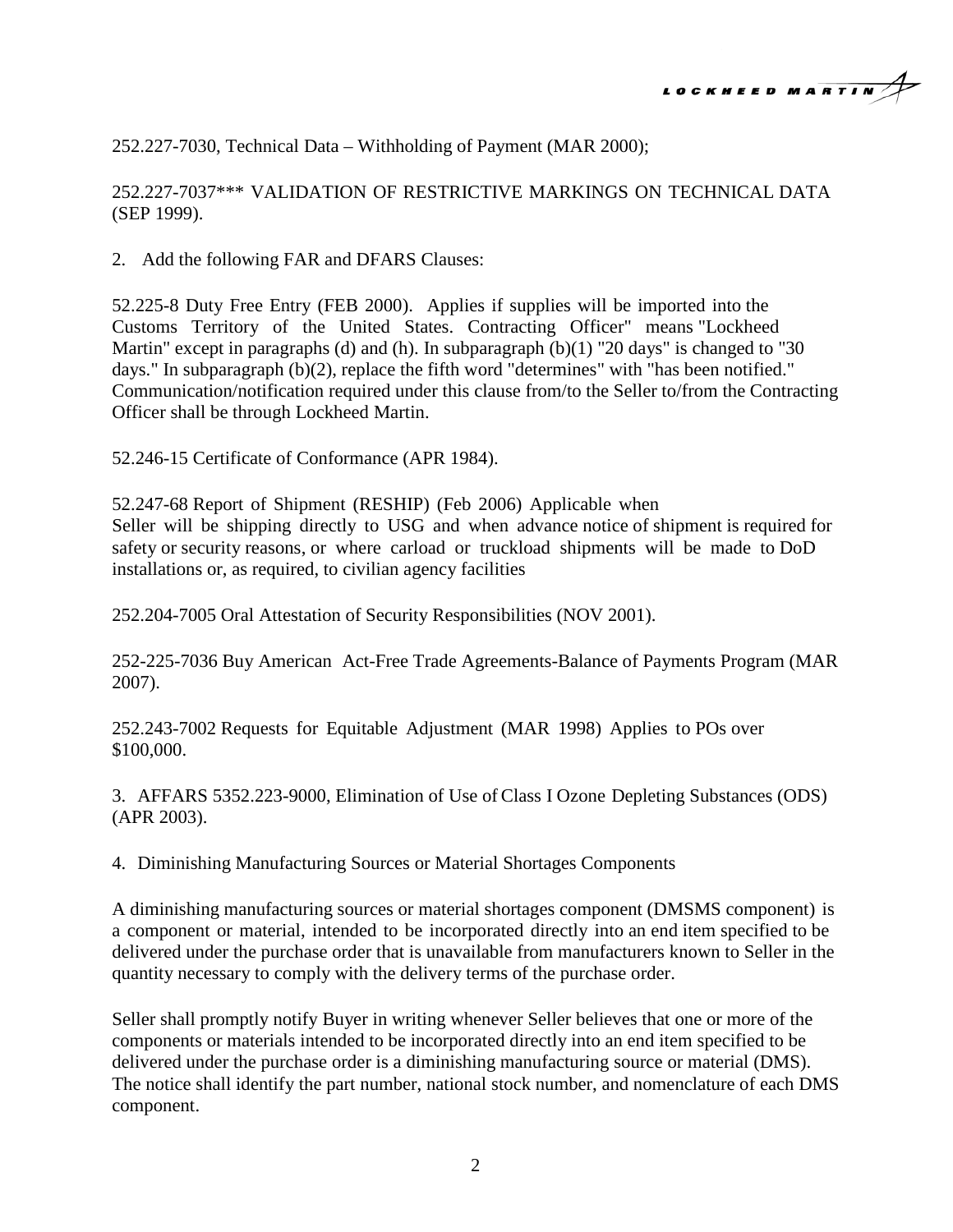252.227-7030, Technical Data – Withholding of Payment (MAR 2000);

252.227-7037*** VALIDATION OF RESTRICTIVE MARKINGS ON TECHNICAL DATA (SEP 1999).

2. Add the following FAR and DFARS Clauses:

52.225-8 Duty Free Entry (FEB 2000). Applies if supplies will be imported into the Customs Territory of the United States. Contracting Officer" means "Lockheed Martin" except in paragraphs (d) and (h). In subparagraph (b)(1) "20 days" is changed to "30 days." In subparagraph (b)(2), replace the fifth word "determines" with "has been notified." Communication/notification required under this clause from/to the Seller to/from the Contracting Officer shall be through Lockheed Martin.

52.246-15 Certificate of Conformance (APR 1984).

52.247-68 Report of Shipment (RESHIP) (Feb 2006) Applicable when Seller will be shipping directly to USG and when advance notice of shipment is required for safety or security reasons, or where carload or truckload shipments will be made to DoD installations or, as required, to civilian agency facilities

252.204-7005 Oral Attestation of Security Responsibilities (NOV 2001).

252-225-7036 Buy American Act-Free Trade Agreements-Balance of Payments Program (MAR 2007).

252.243-7002 Requests for Equitable Adjustment (MAR 1998) Applies to POs over $100,000.

3. AFFARS 5352.223-9000, Elimination of Use of Class I Ozone Depleting Substances (ODS) (APR 2003).

4. Diminishing Manufacturing Sources or Material Shortages Components

A diminishing manufacturing sources or material shortages component (DMSMS component) is a component or material, intended to be incorporated directly into an end item specified to be delivered under the purchase order that is unavailable from manufacturers known to Seller in the quantity necessary to comply with the delivery terms of the purchase order.

Seller shall promptly notify Buyer in writing whenever Seller believes that one or more of the components or materials intended to be incorporated directly into an end item specified to be delivered under the purchase order is a diminishing manufacturing source or material (DMS). The notice shall identify the part number, national stock number, and nomenclature of each DMS component.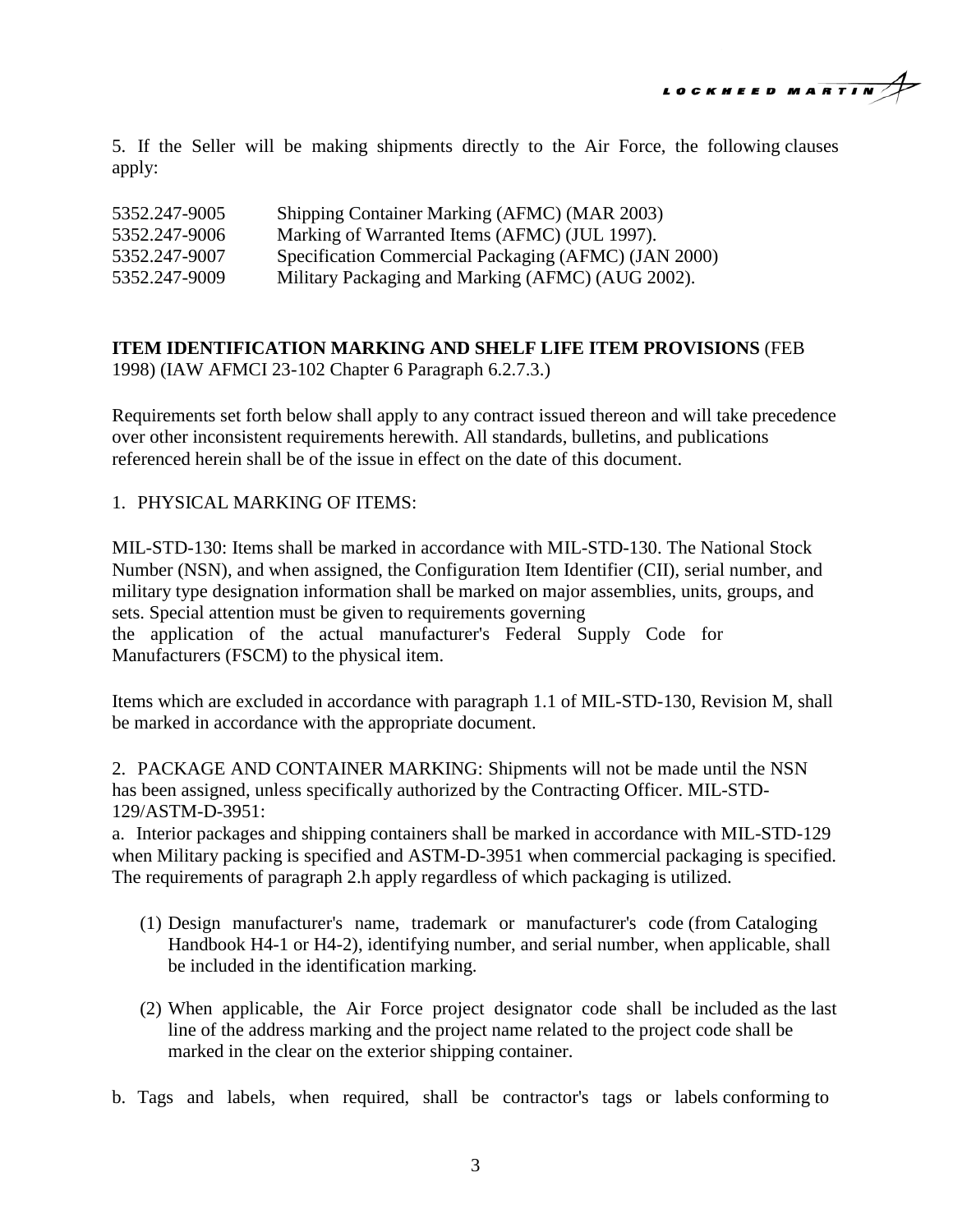5. If the Seller will be making shipments directly to the Air Force, the following clauses apply:

| | |
|---|---|
| 5352.247-9005 | Shipping Container Marking (AFMC) (MAR 2003) |
| 5352.247-9006 | Marking of Warranted Items (AFMC) (JUL 1997). |
| 5352.247-9007 | Specification Commercial Packaging (AFMC) (JAN 2000) |
| 5352.247-9009 | Military Packaging and Marking (AFMC) (AUG 2002). |

**ITEM IDENTIFICATION MARKING AND SHELF LIFE ITEM PROVISIONS** (FEB 1998) (IAW AFMCI 23-102 Chapter 6 Paragraph 6.2.7.3.)

Requirements set forth below shall apply to any contract issued thereon and will take precedence over other inconsistent requirements herewith. All standards, bulletins, and publications referenced herein shall be of the issue in effect on the date of this document.

1. PHYSICAL MARKING OF ITEMS:

MIL-STD-130: Items shall be marked in accordance with MIL-STD-130. The National Stock Number (NSN), and when assigned, the Configuration Item Identifier (CII), serial number, and military type designation information shall be marked on major assemblies, units, groups, and sets. Special attention must be given to requirements governing the application of the actual manufacturer's Federal Supply Code for Manufacturers (FSCM) to the physical item.

Items which are excluded in accordance with paragraph 1.1 of MIL-STD-130, Revision M, shall be marked in accordance with the appropriate document.

2. PACKAGE AND CONTAINER MARKING: Shipments will not be made until the NSN has been assigned, unless specifically authorized by the Contracting Officer. MIL-STD-129/ASTM-D-3951:

a. Interior packages and shipping containers shall be marked in accordance with MIL-STD-129 when Military packing is specified and ASTM-D-3951 when commercial packaging is specified. The requirements of paragraph 2.h apply regardless of which packaging is utilized.

(1) Design manufacturer's name, trademark or manufacturer's code (from Cataloging Handbook H4-1 or H4-2), identifying number, and serial number, when applicable, shall be included in the identification marking.

(2) When applicable, the Air Force project designator code shall be included as the last line of the address marking and the project name related to the project code shall be marked in the clear on the exterior shipping container.

b. Tags and labels, when required, shall be contractor's tags or labels conforming to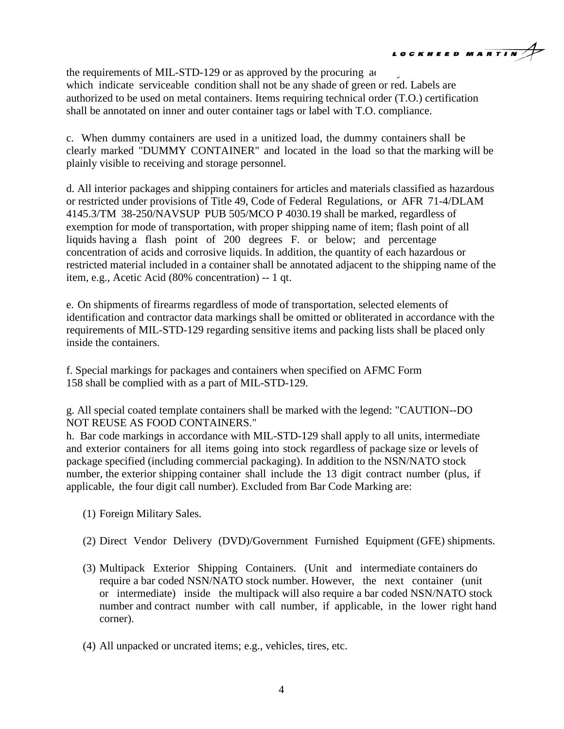the requirements of MIL-STD-129 or as approved by the procuring a... which indicate serviceable condition shall not be any shade of green or red. Labels are authorized to be used on metal containers. Items requiring technical order (T.O.) certification shall be annotated on inner and outer container tags or label with T.O. compliance.

c. When dummy containers are used in a unitized load, the dummy containers shall be clearly marked "DUMMY CONTAINER" and located in the load so that the marking will be plainly visible to receiving and storage personnel.

d. All interior packages and shipping containers for articles and materials classified as hazardous or restricted under provisions of Title 49, Code of Federal Regulations, or AFR 71-4/DLAM 4145.3/TM 38-250/NAVSUP PUB 505/MCO P 4030.19 shall be marked, regardless of exemption for mode of transportation, with proper shipping name of item; flash point of all liquids having a flash point of 200 degrees F. or below; and percentage concentration of acids and corrosive liquids. In addition, the quantity of each hazardous or restricted material included in a container shall be annotated adjacent to the shipping name of the item, e.g., Acetic Acid (80% concentration) -- 1 qt.

e. On shipments of firearms regardless of mode of transportation, selected elements of identification and contractor data markings shall be omitted or obliterated in accordance with the requirements of MIL-STD-129 regarding sensitive items and packing lists shall be placed only inside the containers.

f. Special markings for packages and containers when specified on AFMC Form 158 shall be complied with as a part of MIL-STD-129.

g. All special coated template containers shall be marked with the legend: "CAUTION--DO NOT REUSE AS FOOD CONTAINERS."

h. Bar code markings in accordance with MIL-STD-129 shall apply to all units, intermediate and exterior containers for all items going into stock regardless of package size or levels of package specified (including commercial packaging). In addition to the NSN/NATO stock number, the exterior shipping container shall include the 13 digit contract number (plus, if applicable, the four digit call number). Excluded from Bar Code Marking are:

(1) Foreign Military Sales.

(2) Direct Vendor Delivery (DVD)/Government Furnished Equipment (GFE) shipments.

(3) Multipack Exterior Shipping Containers. (Unit and intermediate containers do require a bar coded NSN/NATO stock number. However, the next container (unit or intermediate) inside the multipack will also require a bar coded NSN/NATO stock number and contract number with call number, if applicable, in the lower right hand corner).

(4) All unpacked or uncrated items; e.g., vehicles, tires, etc.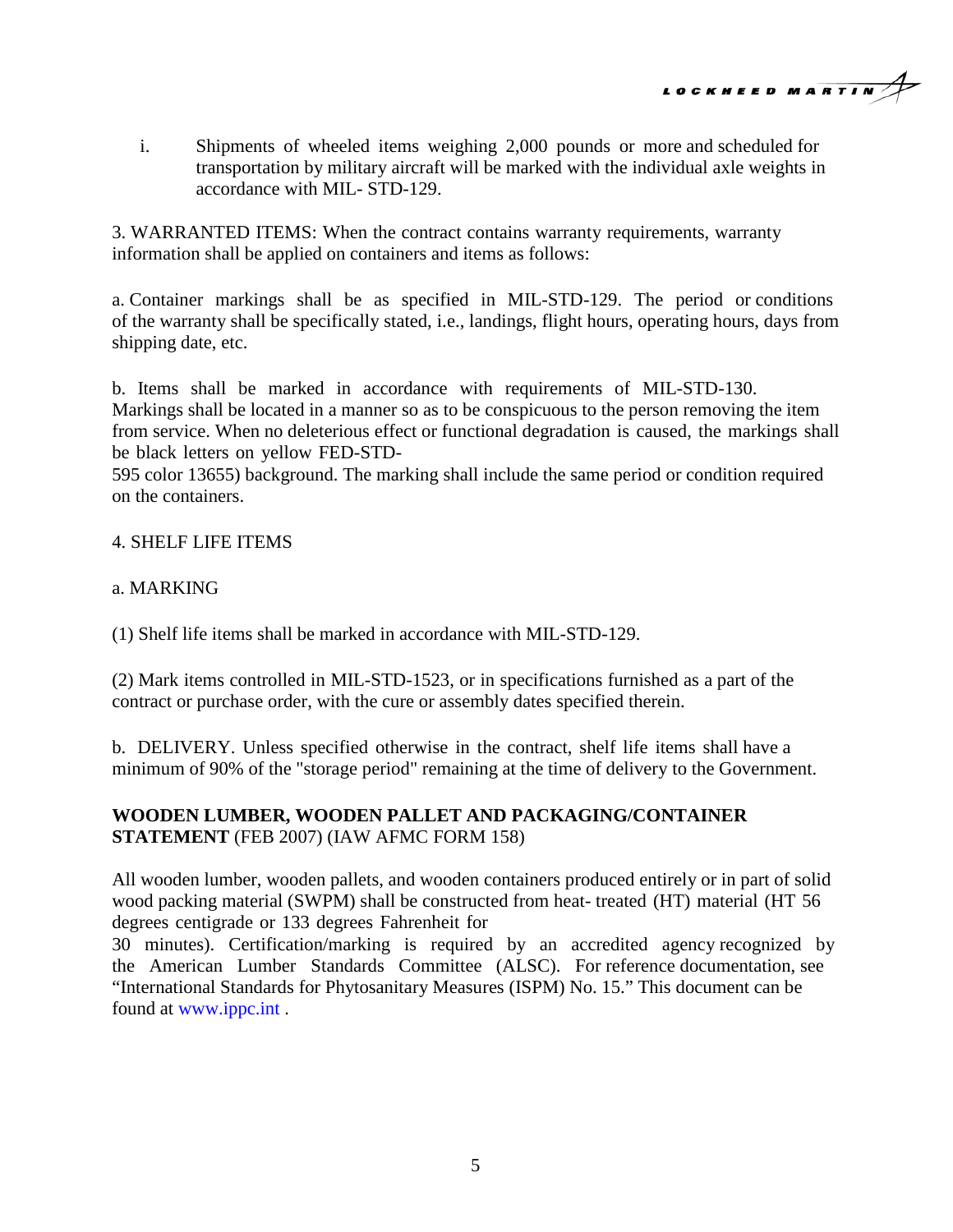i. Shipments of wheeled items weighing 2,000 pounds or more and scheduled for transportation by military aircraft will be marked with the individual axle weights in accordance with MIL- STD-129.

3. WARRANTED ITEMS: When the contract contains warranty requirements, warranty information shall be applied on containers and items as follows:

a. Container markings shall be as specified in MIL-STD-129. The period or conditions of the warranty shall be specifically stated, i.e., landings, flight hours, operating hours, days from shipping date, etc.

b. Items shall be marked in accordance with requirements of MIL-STD-130. Markings shall be located in a manner so as to be conspicuous to the person removing the item from service. When no deleterious effect or functional degradation is caused, the markings shall be black letters on yellow FED-STD-595 color 13655) background. The marking shall include the same period or condition required on the containers.

4. SHELF LIFE ITEMS

a. MARKING

(1) Shelf life items shall be marked in accordance with MIL-STD-129.

(2) Mark items controlled in MIL-STD-1523, or in specifications furnished as a part of the contract or purchase order, with the cure or assembly dates specified therein.

b. DELIVERY. Unless specified otherwise in the contract, shelf life items shall have a minimum of 90% of the "storage period" remaining at the time of delivery to the Government.

**WOODEN LUMBER, WOODEN PALLET AND PACKAGING/CONTAINER STATEMENT** (FEB 2007) (IAW AFMC FORM 158)

All wooden lumber, wooden pallets, and wooden containers produced entirely or in part of solid wood packing material (SWPM) shall be constructed from heat- treated (HT) material (HT 56 degrees centigrade or 133 degrees Fahrenheit for 30 minutes). Certification/marking is required by an accredited agency recognized by the American Lumber Standards Committee (ALSC). For reference documentation, see “International Standards for Phytosanitary Measures (ISPM) No. 15.” This document can be found at www.ippc.int .